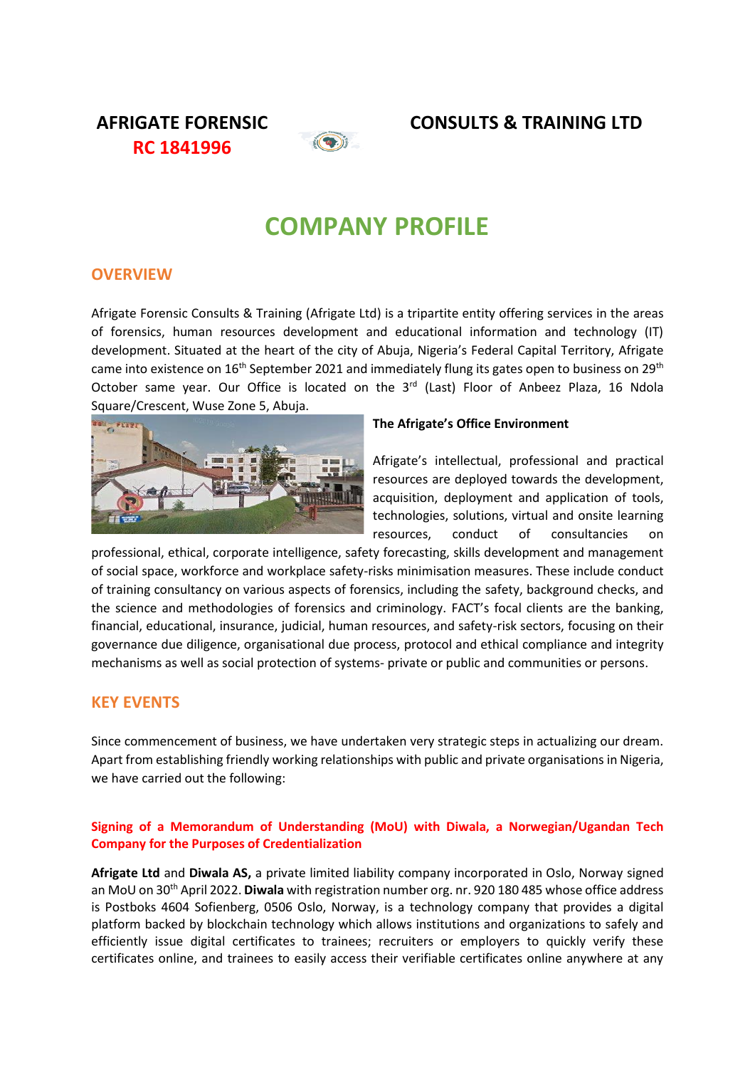**AFRIGATE FORENSIC CONSULTS & TRAINING LTD**

**RC 1841996**

# COMPANY PROFILE

## OVERVIEW

Afrigate Forensic Consults & Training (Afrigate Ltd) is a tripartite entity offering services in the areas of forensics, human resources development and educational information and technology (IT) development. Situated at the heart of the city of Abuja, Nigeria's Federal Capital Territory, Afrigate came into existence on 16th September 2021 and immediately flung its gates open to business on 29th October same year. Our Office is located on the 3rd (Last) Floor of Anbeez Plaza, 16 Ndola Square/Crescent, Wuse Zone 5, Abuja.

**The Afrigate's Office Environment**

Afrigate's intellectual, professional and practical resources are deployed towards the development, acquisition, deployment and application of tools, technologies, solutions, virtual and onsite learning resources, conduct of consultancies on professional, ethical, corporate intelligence, safety forecasting, skills development and management of social space, workforce and workplace safety-risks minimisation measures. These include conduct of training consultancy on various aspects of forensics, including the safety, background checks, and the science and methodologies of forensics and criminology. FACT's focal clients are the banking, financial, educational, insurance, judicial, human resources, and safety-risk sectors, focusing on their governance due diligence, organisational due process, protocol and ethical compliance and integrity mechanisms as well as social protection of systems- private or public and communities or persons.

## KEY EVENTS

Since commencement of business, we have undertaken very strategic steps in actualizing our dream. Apart from establishing friendly working relationships with public and private organisations in Nigeria, we have carried out the following:

### Signing of a Memorandum of Understanding (MoU) with Diwala, a Norwegian/Ugandan Tech Company for the Purposes of Credentialization

**Afrigate Ltd** and **Diwala AS,** a private limited liability company incorporated in Oslo, Norway signed an MoU on 30th April 2022. **Diwala** with registration number org. nr. 920 180 485 whose office address is Postboks 4604 Sofienberg, 0506 Oslo, Norway, is a technology company that provides a digital platform backed by blockchain technology which allows institutions and organizations to safely and efficiently issue digital certificates to trainees; recruiters or employers to quickly verify these certificates online, and trainees to easily access their verifiable certificates online anywhere at any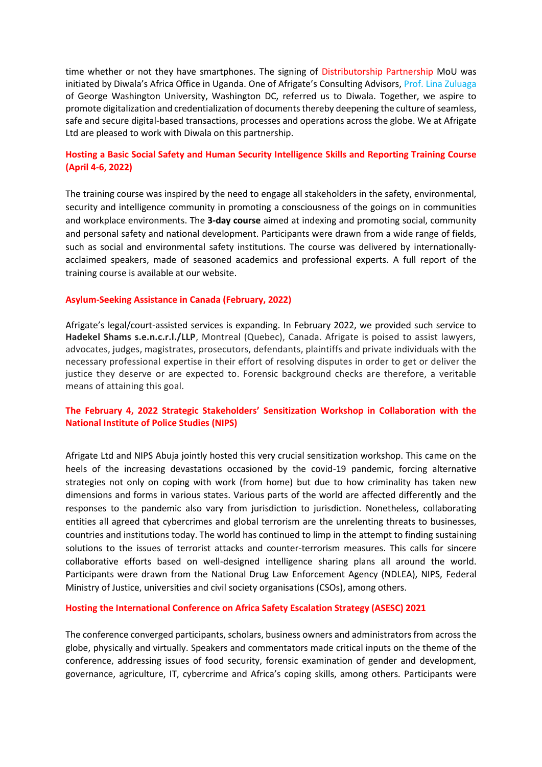time whether or not they have smartphones. The signing of Distributorship Partnership MoU was initiated by Diwala's Africa Office in Uganda. One of Afrigate's Consulting Advisors, Prof. Lina Zuluaga of George Washington University, Washington DC, referred us to Diwala. Together, we aspire to promote digitalization and credentialization of documents thereby deepening the culture of seamless, safe and secure digital-based transactions, processes and operations across the globe. We at Afrigate Ltd are pleased to work with Diwala on this partnership.

### Hosting a Basic Social Safety and Human Security Intelligence Skills and Reporting Training Course (April 4-6, 2022)

The training course was inspired by the need to engage all stakeholders in the safety, environmental, security and intelligence community in promoting a consciousness of the goings on in communities and workplace environments. The **3-day course** aimed at indexing and promoting social, community and personal safety and national development. Participants were drawn from a wide range of fields, such as social and environmental safety institutions. The course was delivered by internationally-acclaimed speakers, made of seasoned academics and professional experts. A full report of the training course is available at our website.

### Asylum-Seeking Assistance in Canada (February, 2022)

Afrigate's legal/court-assisted services is expanding. In February 2022, we provided such service to **Hadekel Shams s.e.n.c.r.l./LLP**, Montreal (Quebec), Canada. Afrigate is poised to assist lawyers, advocates, judges, magistrates, prosecutors, defendants, plaintiffs and private individuals with the necessary professional expertise in their effort of resolving disputes in order to get or deliver the justice they deserve or are expected to. Forensic background checks are therefore, a veritable means of attaining this goal.

### The February 4, 2022 Strategic Stakeholders' Sensitization Workshop in Collaboration with the National Institute of Police Studies (NIPS)

Afrigate Ltd and NIPS Abuja jointly hosted this very crucial sensitization workshop. This came on the heels of the increasing devastations occasioned by the covid-19 pandemic, forcing alternative strategies not only on coping with work (from home) but due to how criminality has taken new dimensions and forms in various states. Various parts of the world are affected differently and the responses to the pandemic also vary from jurisdiction to jurisdiction. Nonetheless, collaborating entities all agreed that cybercrimes and global terrorism are the unrelenting threats to businesses, countries and institutions today. The world has continued to limp in the attempt to finding sustaining solutions to the issues of terrorist attacks and counter-terrorism measures. This calls for sincere collaborative efforts based on well-designed intelligence sharing plans all around the world. Participants were drawn from the National Drug Law Enforcement Agency (NDLEA), NIPS, Federal Ministry of Justice, universities and civil society organisations (CSOs), among others.

### Hosting the International Conference on Africa Safety Escalation Strategy (ASESC) 2021

The conference converged participants, scholars, business owners and administrators from across the globe, physically and virtually. Speakers and commentators made critical inputs on the theme of the conference, addressing issues of food security, forensic examination of gender and development, governance, agriculture, IT, cybercrime and Africa's coping skills, among others. Participants were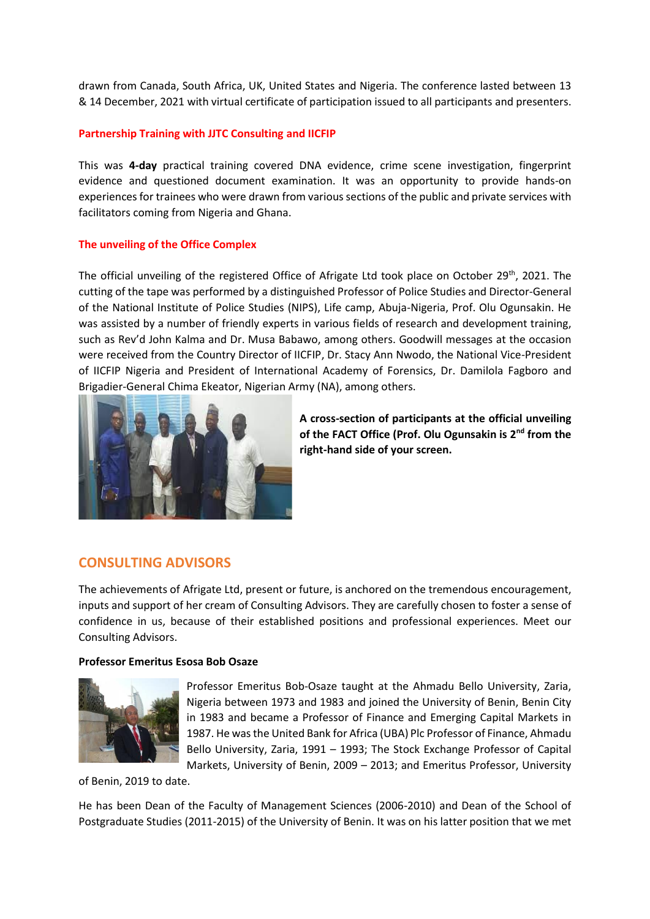drawn from Canada, South Africa, UK, United States and Nigeria. The conference lasted between 13 & 14 December, 2021 with virtual certificate of participation issued to all participants and presenters.

### Partnership Training with JJTC Consulting and IICFIP

This was **4-day** practical training covered DNA evidence, crime scene investigation, fingerprint evidence and questioned document examination. It was an opportunity to provide hands-on experiences for trainees who were drawn from various sections of the public and private services with facilitators coming from Nigeria and Ghana.

### The unveiling of the Office Complex

The official unveiling of the registered Office of Afrigate Ltd took place on October 29th, 2021. The cutting of the tape was performed by a distinguished Professor of Police Studies and Director-General of the National Institute of Police Studies (NIPS), Life camp, Abuja-Nigeria, Prof. Olu Ogunsakin. He was assisted by a number of friendly experts in various fields of research and development training, such as Rev'd John Kalma and Dr. Musa Babawo, among others. Goodwill messages at the occasion were received from the Country Director of IICFIP, Dr. Stacy Ann Nwodo, the National Vice-President of IICFIP Nigeria and President of International Academy of Forensics, Dr. Damilola Fagboro and Brigadier-General Chima Ekeator, Nigerian Army (NA), among others.

**A cross-section of participants at the official unveiling of the FACT Office (Prof. Olu Ogunsakin is 2nd from the right-hand side of your screen.**

## CONSULTING ADVISORS

The achievements of Afrigate Ltd, present or future, is anchored on the tremendous encouragement, inputs and support of her cream of Consulting Advisors. They are carefully chosen to foster a sense of confidence in us, because of their established positions and professional experiences. Meet our Consulting Advisors.

**Professor Emeritus Esosa Bob Osaze**

Professor Emeritus Bob-Osaze taught at the Ahmadu Bello University, Zaria, Nigeria between 1973 and 1983 and joined the University of Benin, Benin City in 1983 and became a Professor of Finance and Emerging Capital Markets in 1987. He was the United Bank for Africa (UBA) Plc Professor of Finance, Ahmadu Bello University, Zaria, 1991 – 1993; The Stock Exchange Professor of Capital Markets, University of Benin, 2009 – 2013; and Emeritus Professor, University of Benin, 2019 to date.

He has been Dean of the Faculty of Management Sciences (2006-2010) and Dean of the School of Postgraduate Studies (2011-2015) of the University of Benin. It was on his latter position that we met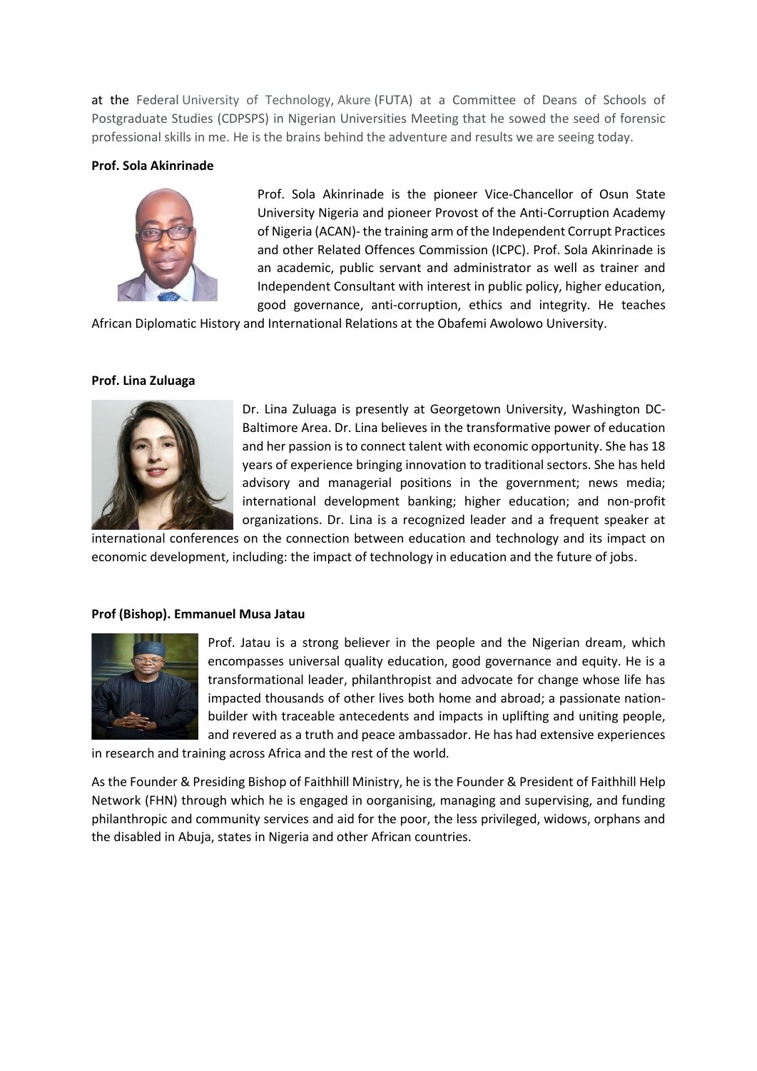at the Federal University of Technology, Akure (FUTA) at a Committee of Deans of Schools of Postgraduate Studies (CDPSPS) in Nigerian Universities Meeting that he sowed the seed of forensic professional skills in me. He is the brains behind the adventure and results we are seeing today.

**Prof. Sola Akinrinade**

Prof. Sola Akinrinade is the pioneer Vice-Chancellor of Osun State University Nigeria and pioneer Provost of the Anti-Corruption Academy of Nigeria (ACAN)- the training arm of the Independent Corrupt Practices and other Related Offences Commission (ICPC). Prof. Sola Akinrinade is an academic, public servant and administrator as well as trainer and Independent Consultant with interest in public policy, higher education, good governance, anti-corruption, ethics and integrity. He teaches African Diplomatic History and International Relations at the Obafemi Awolowo University.

**Prof. Lina Zuluaga**

Dr. Lina Zuluaga is presently at Georgetown University, Washington DC-Baltimore Area. Dr. Lina believes in the transformative power of education and her passion is to connect talent with economic opportunity. She has 18 years of experience bringing innovation to traditional sectors. She has held advisory and managerial positions in the government; news media; international development banking; higher education; and non-profit organizations. Dr. Lina is a recognized leader and a frequent speaker at international conferences on the connection between education and technology and its impact on economic development, including: the impact of technology in education and the future of jobs.

**Prof (Bishop). Emmanuel Musa Jatau**

Prof. Jatau is a strong believer in the people and the Nigerian dream, which encompasses universal quality education, good governance and equity. He is a transformational leader, philanthropist and advocate for change whose life has impacted thousands of other lives both home and abroad; a passionate nation-builder with traceable antecedents and impacts in uplifting and uniting people, and revered as a truth and peace ambassador. He has had extensive experiences in research and training across Africa and the rest of the world.

As the Founder & Presiding Bishop of Faithhill Ministry, he is the Founder & President of Faithhill Help Network (FHN) through which he is engaged in oorganising, managing and supervising, and funding philanthropic and community services and aid for the poor, the less privileged, widows, orphans and the disabled in Abuja, states in Nigeria and other African countries.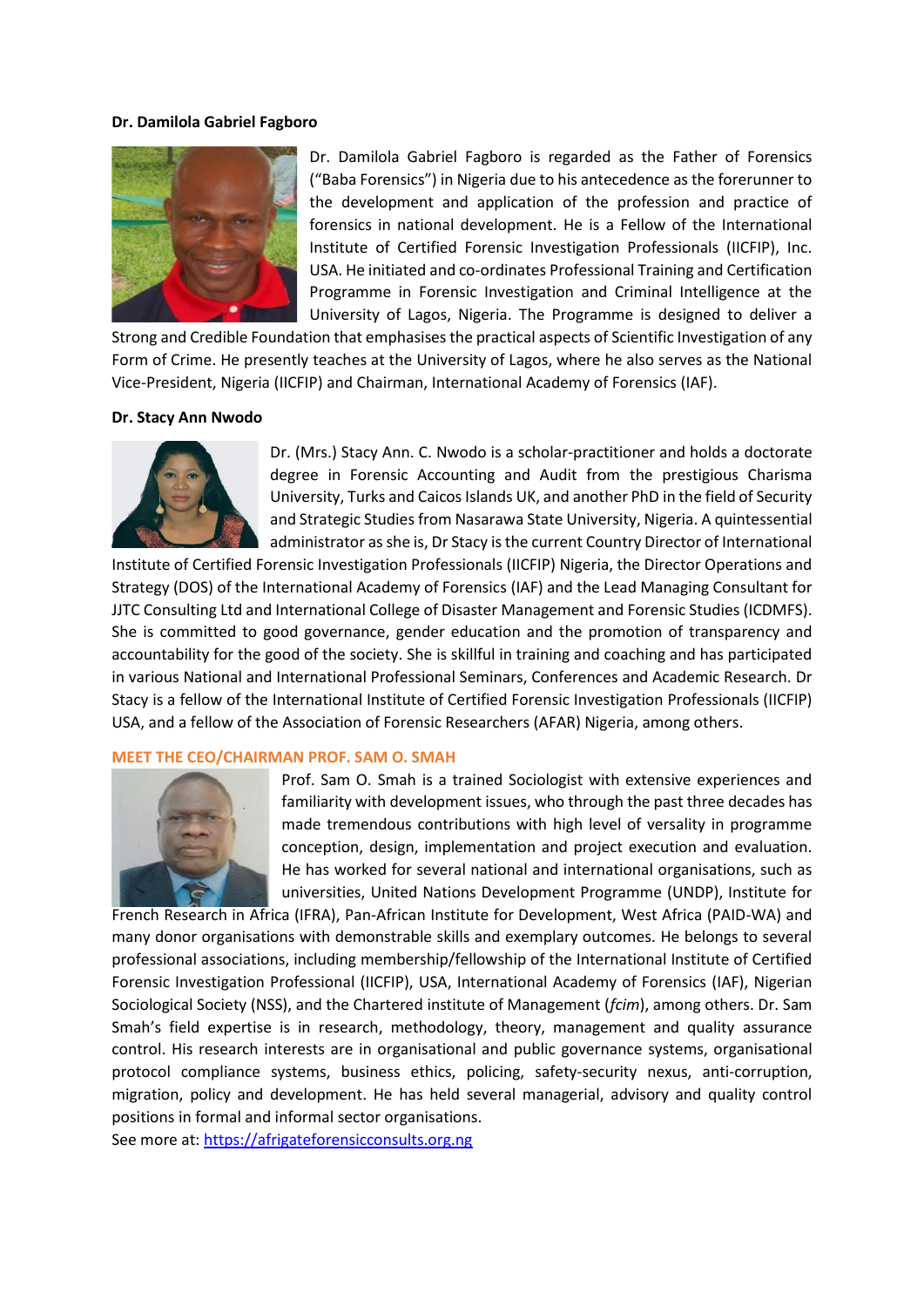**Dr. Damilola Gabriel Fagboro**

Dr. Damilola Gabriel Fagboro is regarded as the Father of Forensics ("Baba Forensics") in Nigeria due to his antecedence as the forerunner to the development and application of the profession and practice of forensics in national development. He is a Fellow of the International Institute of Certified Forensic Investigation Professionals (IICFIP), Inc. USA. He initiated and co-ordinates Professional Training and Certification Programme in Forensic Investigation and Criminal Intelligence at the University of Lagos, Nigeria. The Programme is designed to deliver a Strong and Credible Foundation that emphasises the practical aspects of Scientific Investigation of any Form of Crime. He presently teaches at the University of Lagos, where he also serves as the National Vice-President, Nigeria (IICFIP) and Chairman, International Academy of Forensics (IAF).

**Dr. Stacy Ann Nwodo**

Dr. (Mrs.) Stacy Ann. C. Nwodo is a scholar-practitioner and holds a doctorate degree in Forensic Accounting and Audit from the prestigious Charisma University, Turks and Caicos Islands UK, and another PhD in the field of Security and Strategic Studies from Nasarawa State University, Nigeria. A quintessential administrator as she is, Dr Stacy is the current Country Director of International Institute of Certified Forensic Investigation Professionals (IICFIP) Nigeria, the Director Operations and Strategy (DOS) of the International Academy of Forensics (IAF) and the Lead Managing Consultant for JJTC Consulting Ltd and International College of Disaster Management and Forensic Studies (ICDMFS). She is committed to good governance, gender education and the promotion of transparency and accountability for the good of the society. She is skillful in training and coaching and has participated in various National and International Professional Seminars, Conferences and Academic Research. Dr Stacy is a fellow of the International Institute of Certified Forensic Investigation Professionals (IICFIP) USA, and a fellow of the Association of Forensic Researchers (AFAR) Nigeria, among others.

**MEET THE CEO/CHAIRMAN PROF. SAM O. SMAH**

Prof. Sam O. Smah is a trained Sociologist with extensive experiences and familiarity with development issues, who through the past three decades has made tremendous contributions with high level of versality in programme conception, design, implementation and project execution and evaluation. He has worked for several national and international organisations, such as universities, United Nations Development Programme (UNDP), Institute for French Research in Africa (IFRA), Pan-African Institute for Development, West Africa (PAID-WA) and many donor organisations with demonstrable skills and exemplary outcomes. He belongs to several professional associations, including membership/fellowship of the International Institute of Certified Forensic Investigation Professional (IICFIP), USA, International Academy of Forensics (IAF), Nigerian Sociological Society (NSS), and the Chartered institute of Management (*fcim*), among others. Dr. Sam Smah's field expertise is in research, methodology, theory, management and quality assurance control. His research interests are in organisational and public governance systems, organisational protocol compliance systems, business ethics, policing, safety-security nexus, anti-corruption, migration, policy and development. He has held several managerial, advisory and quality control positions in formal and informal sector organisations.

See more at: [https://afrigateforensicconsults.org.ng](https://afrigateforensicconsults.org.ng)